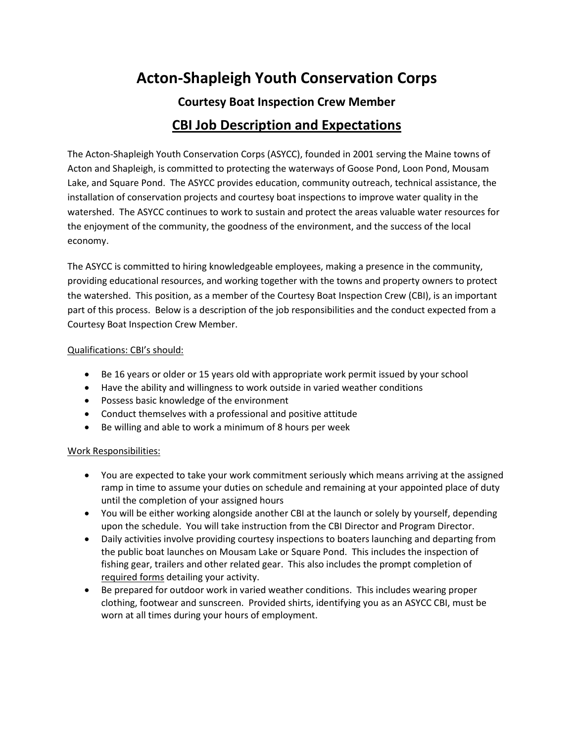# Acton-Shapleigh Youth Conservation Corps

### Courtesy Boat Inspection Crew Member

## CBI Job Description and Expectations

The Acton-Shapleigh Youth Conservation Corps (ASYCC), founded in 2001 serving the Maine towns of Acton and Shapleigh, is committed to protecting the waterways of Goose Pond, Loon Pond, Mousam Lake, and Square Pond. The ASYCC provides education, community outreach, technical assistance, the installation of conservation projects and courtesy boat inspections to improve water quality in the watershed. The ASYCC continues to work to sustain and protect the areas valuable water resources for the enjoyment of the community, the goodness of the environment, and the success of the local economy.

The ASYCC is committed to hiring knowledgeable employees, making a presence in the community, providing educational resources, and working together with the towns and property owners to protect the watershed. This position, as a member of the Courtesy Boat Inspection Crew (CBI), is an important part of this process. Below is a description of the job responsibilities and the conduct expected from a Courtesy Boat Inspection Crew Member.

<u>Qualifications: CBI's should:</u>

- Be 16 years or older or 15 years old with appropriate work permit issued by your school
- Have the ability and willingness to work outside in varied weather conditions
- Possess basic knowledge of the environment
- Conduct themselves with a professional and positive attitude
- Be willing and able to work a minimum of 8 hours per week

<u>Work Responsibilities:</u>

- You are expected to take your work commitment seriously which means arriving at the assigned ramp in time to assume your duties on schedule and remaining at your appointed place of duty until the completion of your assigned hours
- You will be either working alongside another CBI at the launch or solely by yourself, depending upon the schedule. You will take instruction from the CBI Director and Program Director.
- Daily activities involve providing courtesy inspections to boaters launching and departing from the public boat launches on Mousam Lake or Square Pond. This includes the inspection of fishing gear, trailers and other related gear. This also includes the prompt completion of <u>required forms</u> detailing your activity.
- Be prepared for outdoor work in varied weather conditions. This includes wearing proper clothing, footwear and sunscreen. Provided shirts, identifying you as an ASYCC CBI, must be worn at all times during your hours of employment.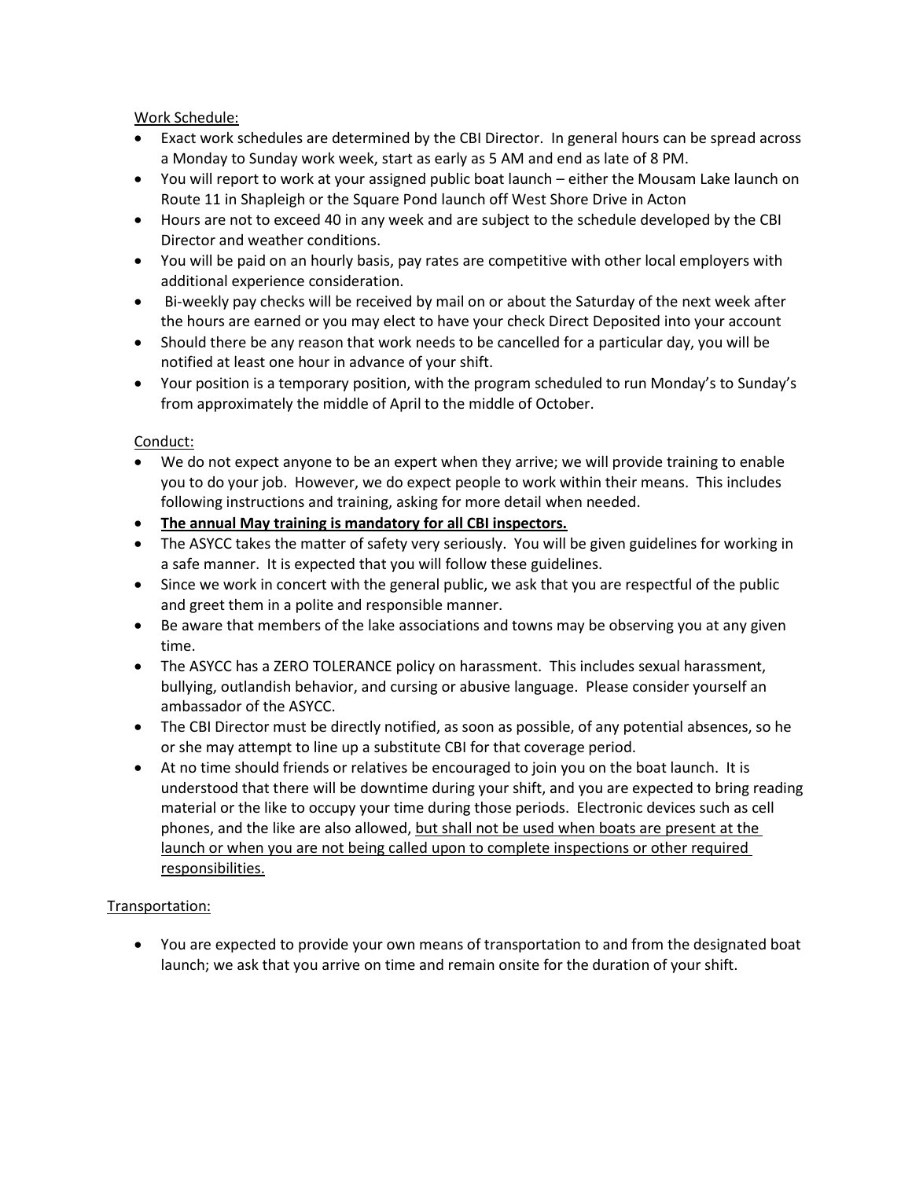<u>Work Schedule:</u>

- Exact work schedules are determined by the CBI Director. In general hours can be spread across a Monday to Sunday work week, start as early as 5 AM and end as late of 8 PM.
- You will report to work at your assigned public boat launch – either the Mousam Lake launch on Route 11 in Shapleigh or the Square Pond launch off West Shore Drive in Acton
- Hours are not to exceed 40 in any week and are subject to the schedule developed by the CBI Director and weather conditions.
- You will be paid on an hourly basis, pay rates are competitive with other local employers with additional experience consideration.
- Bi-weekly pay checks will be received by mail on or about the Saturday of the next week after the hours are earned or you may elect to have your check Direct Deposited into your account
- Should there be any reason that work needs to be cancelled for a particular day, you will be notified at least one hour in advance of your shift.
- Your position is a temporary position, with the program scheduled to run Monday's to Sunday's from approximately the middle of April to the middle of October.

<u>Conduct:</u>

- We do not expect anyone to be an expert when they arrive; we will provide training to enable you to do your job. However, we do expect people to work within their means. This includes following instructions and training, asking for more detail when needed.
- <u>**The annual May training is mandatory for all CBI inspectors.**</u>
- The ASYCC takes the matter of safety very seriously. You will be given guidelines for working in a safe manner. It is expected that you will follow these guidelines.
- Since we work in concert with the general public, we ask that you are respectful of the public and greet them in a polite and responsible manner.
- Be aware that members of the lake associations and towns may be observing you at any given time.
- The ASYCC has a ZERO TOLERANCE policy on harassment. This includes sexual harassment, bullying, outlandish behavior, and cursing or abusive language. Please consider yourself an ambassador of the ASYCC.
- The CBI Director must be directly notified, as soon as possible, of any potential absences, so he or she may attempt to line up a substitute CBI for that coverage period.
- At no time should friends or relatives be encouraged to join you on the boat launch. It is understood that there will be downtime during your shift, and you are expected to bring reading material or the like to occupy your time during those periods. Electronic devices such as cell phones, and the like are also allowed, <u>but shall not be used when boats are present at the launch or when you are not being called upon to complete inspections or other required responsibilities.</u>

<u>Transportation:</u>

- You are expected to provide your own means of transportation to and from the designated boat launch; we ask that you arrive on time and remain onsite for the duration of your shift.